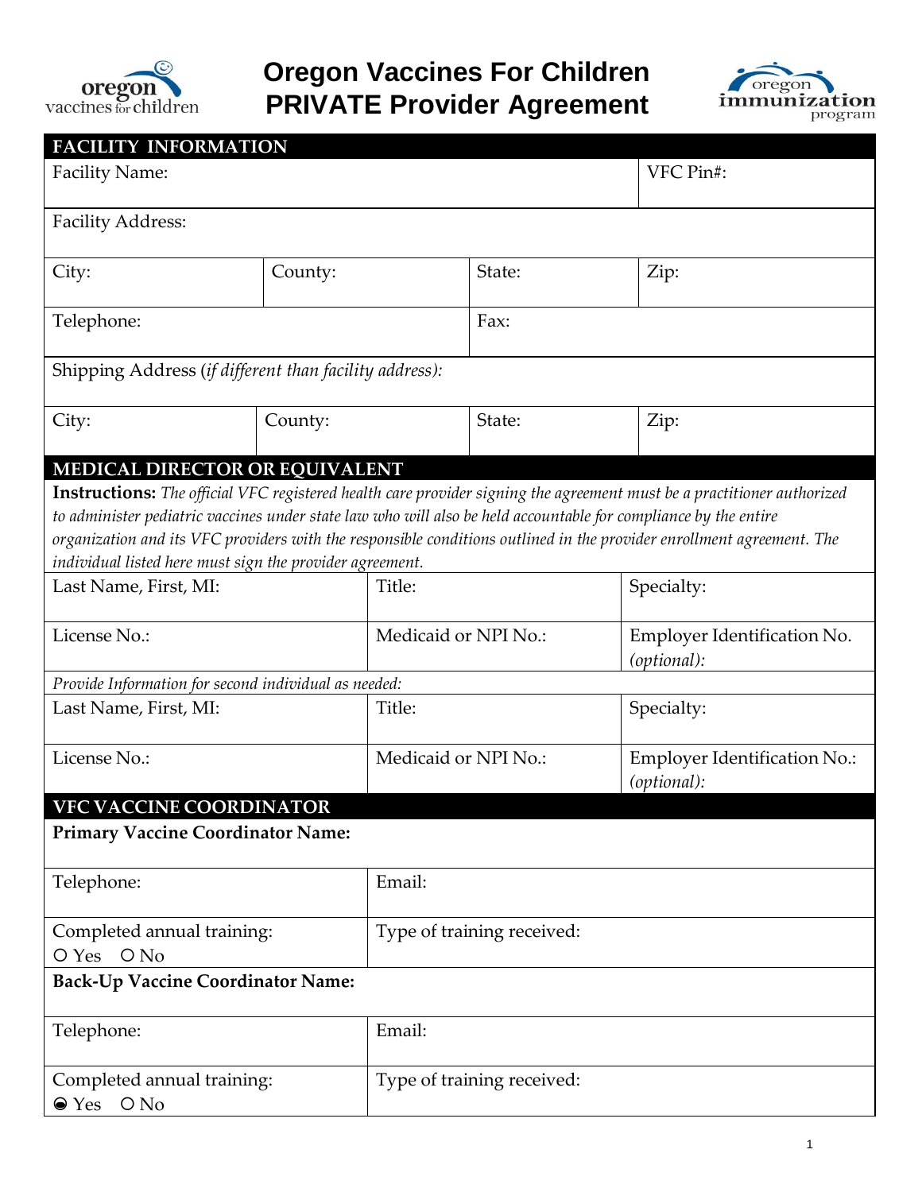# Oregon Vaccines For Children PRIVATE Provider Agreement

## FACILITY INFORMATION

| Facility Name: | | | VFC Pin#: |
|---|---|---|---|
| Facility Address: | | | |
| City: | County: | State: | Zip: |
| Telephone: | | Fax: | |
| Shipping Address (*if different than facility address):* | | | |
| City: | County: | State: | Zip: |

## MEDICAL DIRECTOR OR EQUIVALENT

**Instructions:** *The official VFC registered health care provider signing the agreement must be a practitioner authorized to administer pediatric vaccines under state law who will also be held accountable for compliance by the entire organization and its VFC providers with the responsible conditions outlined in the provider enrollment agreement. The individual listed here must sign the provider agreement.*

| Last Name, First, MI: | Title: | Specialty: |
|---|---|---|
| License No.: | Medicaid or NPI No.: | Employer Identification No. *(optional):* |

*Provide Information for second individual as needed:*

| Last Name, First, MI: | Title: | Specialty: |
|---|---|---|
| License No.: | Medicaid or NPI No.: | Employer Identification No.: *(optional):* |

## VFC VACCINE COORDINATOR

**Primary Vaccine Coordinator Name:**

| Telephone: | Email: |
|---|---|
| Completed annual training: ○ Yes ○ No | Type of training received: |

**Back-Up Vaccine Coordinator Name:**

| Telephone: | Email: |
|---|---|
| Completed annual training: ● Yes ○ No | Type of training received: |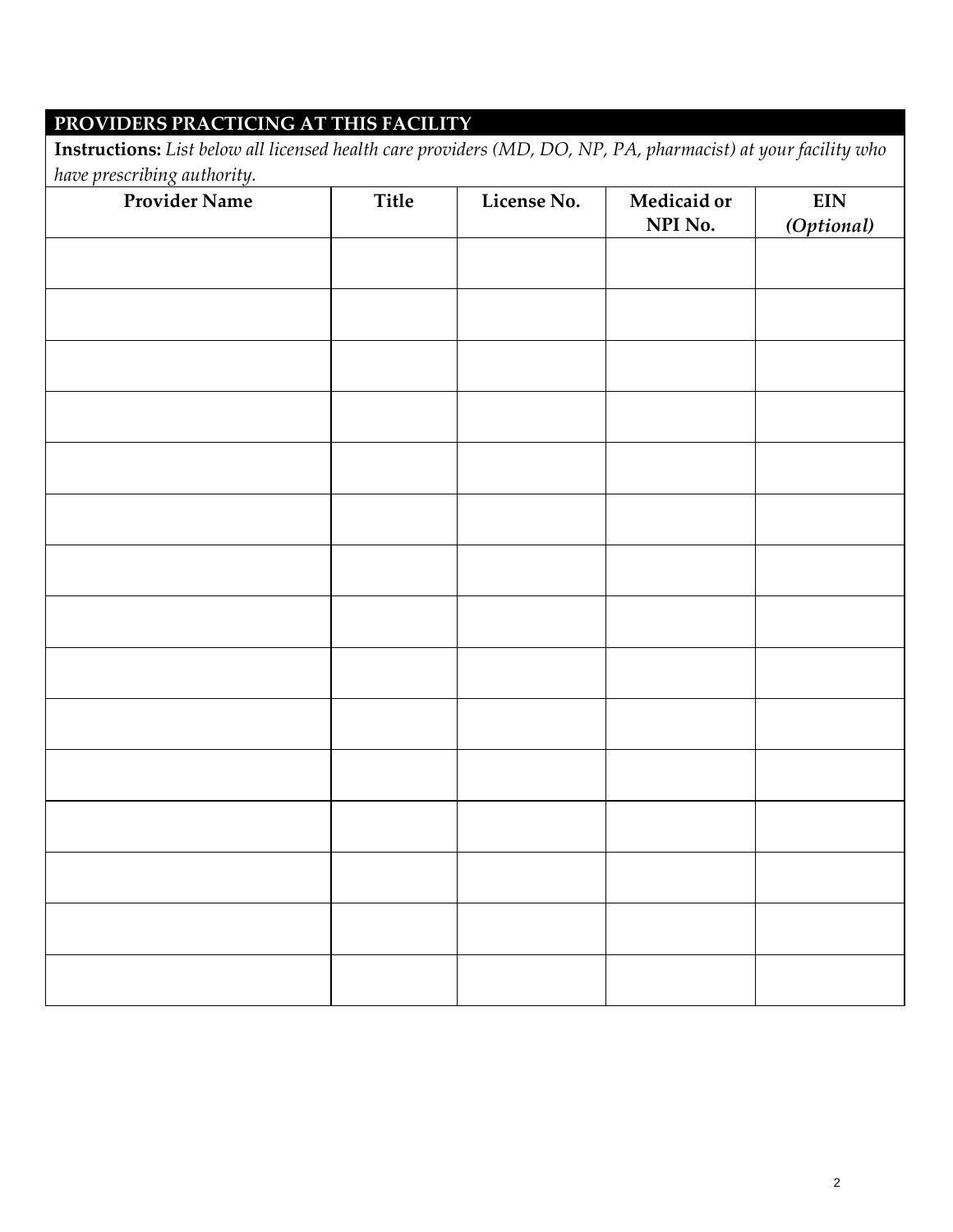## PROVIDERS PRACTICING AT THIS FACILITY

**Instructions:** *List below all licensed health care providers (MD, DO, NP, PA, pharmacist) at your facility who have prescribing authority.*

| Provider Name | Title | License No. | Medicaid or NPI No. | EIN *(Optional)* |
|---|---|---|---|---|
| | | | | |
| | | | | |
| | | | | |
| | | | | |
| | | | | |
| | | | | |
| | | | | |
| | | | | |
| | | | | |
| | | | | |
| | | | | |
| | | | | |
| | | | | |
| | | | | |
| | | | | |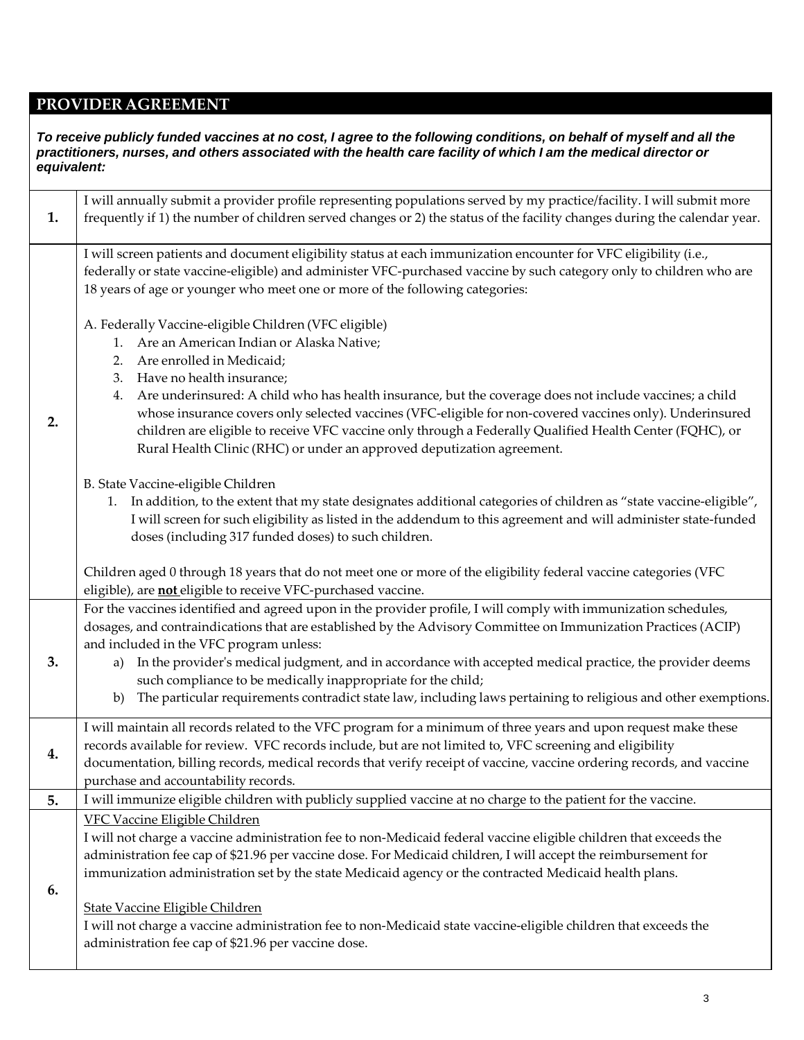## PROVIDER AGREEMENT

***To receive publicly funded vaccines at no cost, I agree to the following conditions, on behalf of myself and all the practitioners, nurses, and others associated with the health care facility of which I am the medical director or equivalent:***

| | |
|---|---|
| **1.** | I will annually submit a provider profile representing populations served by my practice/facility. I will submit more frequently if 1) the number of children served changes or 2) the status of the facility changes during the calendar year. |
| **2.** | I will screen patients and document eligibility status at each immunization encounter for VFC eligibility (i.e., federally or state vaccine-eligible) and administer VFC-purchased vaccine by such category only to children who are 18 years of age or younger who meet one or more of the following categories:<br><br>A. Federally Vaccine-eligible Children (VFC eligible)<br>1. Are an American Indian or Alaska Native;<br>2. Are enrolled in Medicaid;<br>3. Have no health insurance;<br>4. Are underinsured: A child who has health insurance, but the coverage does not include vaccines; a child whose insurance covers only selected vaccines (VFC-eligible for non-covered vaccines only). Underinsured children are eligible to receive VFC vaccine only through a Federally Qualified Health Center (FQHC), or Rural Health Clinic (RHC) or under an approved deputization agreement.<br><br>B. State Vaccine-eligible Children<br>1. In addition, to the extent that my state designates additional categories of children as "state vaccine-eligible", I will screen for such eligibility as listed in the addendum to this agreement and will administer state-funded doses (including 317 funded doses) to such children.<br><br>Children aged 0 through 18 years that do not meet one or more of the eligibility federal vaccine categories (VFC eligible), are **<u>not</u>** eligible to receive VFC-purchased vaccine. |
| **3.** | For the vaccines identified and agreed upon in the provider profile, I will comply with immunization schedules, dosages, and contraindications that are established by the Advisory Committee on Immunization Practices (ACIP) and included in the VFC program unless:<br>a) In the provider's medical judgment, and in accordance with accepted medical practice, the provider deems such compliance to be medically inappropriate for the child;<br>b) The particular requirements contradict state law, including laws pertaining to religious and other exemptions. |
| **4.** | I will maintain all records related to the VFC program for a minimum of three years and upon request make these records available for review. VFC records include, but are not limited to, VFC screening and eligibility documentation, billing records, medical records that verify receipt of vaccine, vaccine ordering records, and vaccine purchase and accountability records. |
| **5.** | I will immunize eligible children with publicly supplied vaccine at no charge to the patient for the vaccine. |
| **6.** | <u>VFC Vaccine Eligible Children</u><br>I will not charge a vaccine administration fee to non-Medicaid federal vaccine eligible children that exceeds the administration fee cap of $21.96 per vaccine dose. For Medicaid children, I will accept the reimbursement for immunization administration set by the state Medicaid agency or the contracted Medicaid health plans.<br><br><u>State Vaccine Eligible Children</u><br>I will not charge a vaccine administration fee to non-Medicaid state vaccine-eligible children that exceeds the administration fee cap of $21.96 per vaccine dose. |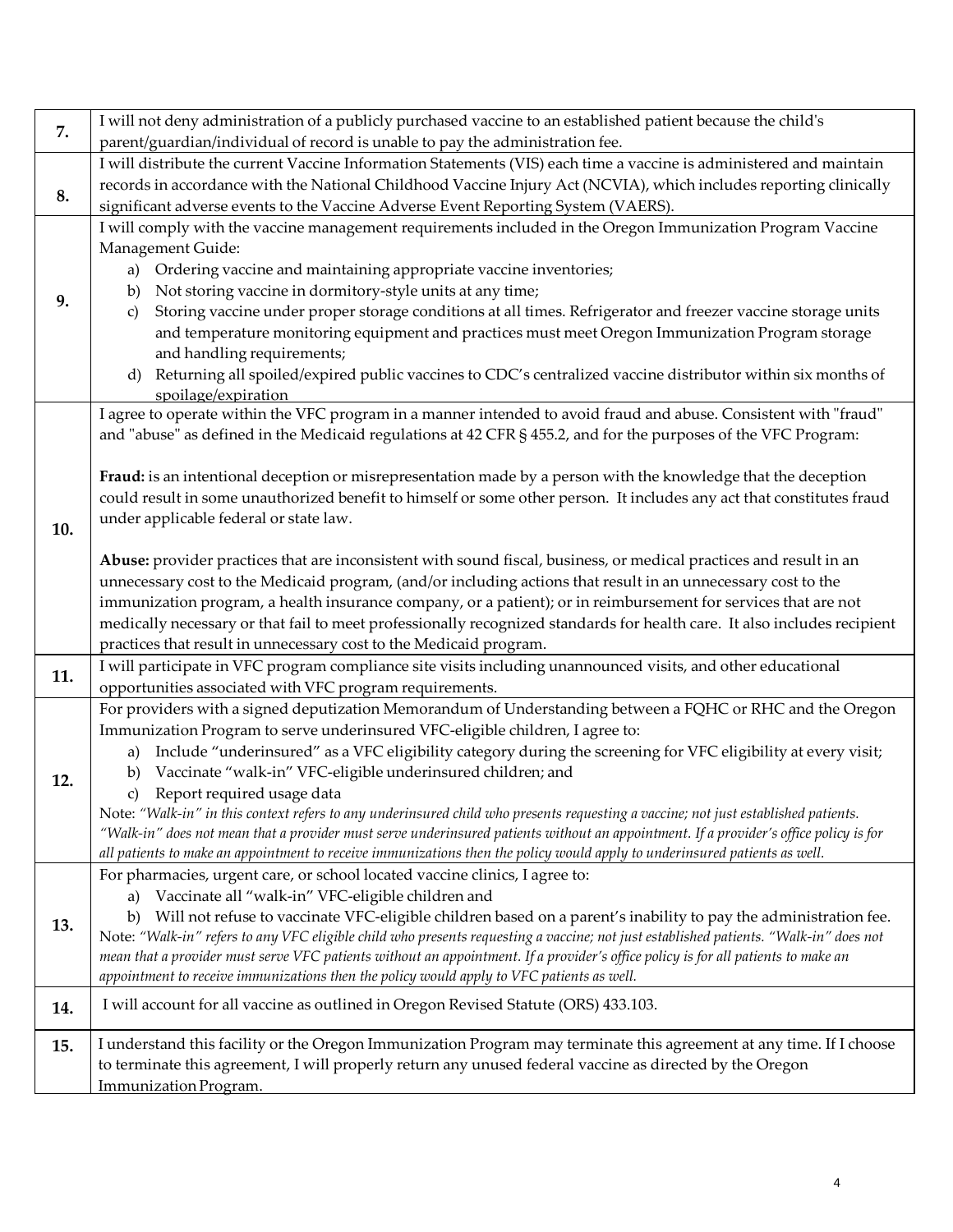| | |
|---|---|
| **7.** | I will not deny administration of a publicly purchased vaccine to an established patient because the child's parent/guardian/individual of record is unable to pay the administration fee. |
| **8.** | I will distribute the current Vaccine Information Statements (VIS) each time a vaccine is administered and maintain records in accordance with the National Childhood Vaccine Injury Act (NCVIA), which includes reporting clinically significant adverse events to the Vaccine Adverse Event Reporting System (VAERS). |
| **9.** | I will comply with the vaccine management requirements included in the Oregon Immunization Program Vaccine Management Guide:<br>a) Ordering vaccine and maintaining appropriate vaccine inventories;<br>b) Not storing vaccine in dormitory-style units at any time;<br>c) Storing vaccine under proper storage conditions at all times. Refrigerator and freezer vaccine storage units and temperature monitoring equipment and practices must meet Oregon Immunization Program storage and handling requirements;<br>d) Returning all spoiled/expired public vaccines to CDC's centralized vaccine distributor within six months of spoilage/expiration |
| **10.** | I agree to operate within the VFC program in a manner intended to avoid fraud and abuse. Consistent with "fraud" and "abuse" as defined in the Medicaid regulations at 42 CFR § 455.2, and for the purposes of the VFC Program:<br><br>**Fraud:** is an intentional deception or misrepresentation made by a person with the knowledge that the deception could result in some unauthorized benefit to himself or some other person. It includes any act that constitutes fraud under applicable federal or state law.<br><br>**Abuse:** provider practices that are inconsistent with sound fiscal, business, or medical practices and result in an unnecessary cost to the Medicaid program, (and/or including actions that result in an unnecessary cost to the immunization program, a health insurance company, or a patient); or in reimbursement for services that are not medically necessary or that fail to meet professionally recognized standards for health care. It also includes recipient practices that result in unnecessary cost to the Medicaid program. |
| **11.** | I will participate in VFC program compliance site visits including unannounced visits, and other educational opportunities associated with VFC program requirements. |
| **12.** | For providers with a signed deputization Memorandum of Understanding between a FQHC or RHC and the Oregon Immunization Program to serve underinsured VFC-eligible children, I agree to:<br>a) Include "underinsured" as a VFC eligibility category during the screening for VFC eligibility at every visit;<br>b) Vaccinate "walk-in" VFC-eligible underinsured children; and<br>c) Report required usage data<br>Note: *"Walk-in" in this context refers to any underinsured child who presents requesting a vaccine; not just established patients. "Walk-in" does not mean that a provider must serve underinsured patients without an appointment. If a provider's office policy is for all patients to make an appointment to receive immunizations then the policy would apply to underinsured patients as well.* |
| **13.** | For pharmacies, urgent care, or school located vaccine clinics, I agree to:<br>a) Vaccinate all "walk-in" VFC-eligible children and<br>b) Will not refuse to vaccinate VFC-eligible children based on a parent's inability to pay the administration fee.<br>Note: *"Walk-in" refers to any VFC eligible child who presents requesting a vaccine; not just established patients. "Walk-in" does not mean that a provider must serve VFC patients without an appointment. If a provider's office policy is for all patients to make an appointment to receive immunizations then the policy would apply to VFC patients as well.* |
| **14.** | I will account for all vaccine as outlined in Oregon Revised Statute (ORS) 433.103. |
| **15.** | I understand this facility or the Oregon Immunization Program may terminate this agreement at any time. If I choose to terminate this agreement, I will properly return any unused federal vaccine as directed by the Oregon Immunization Program. |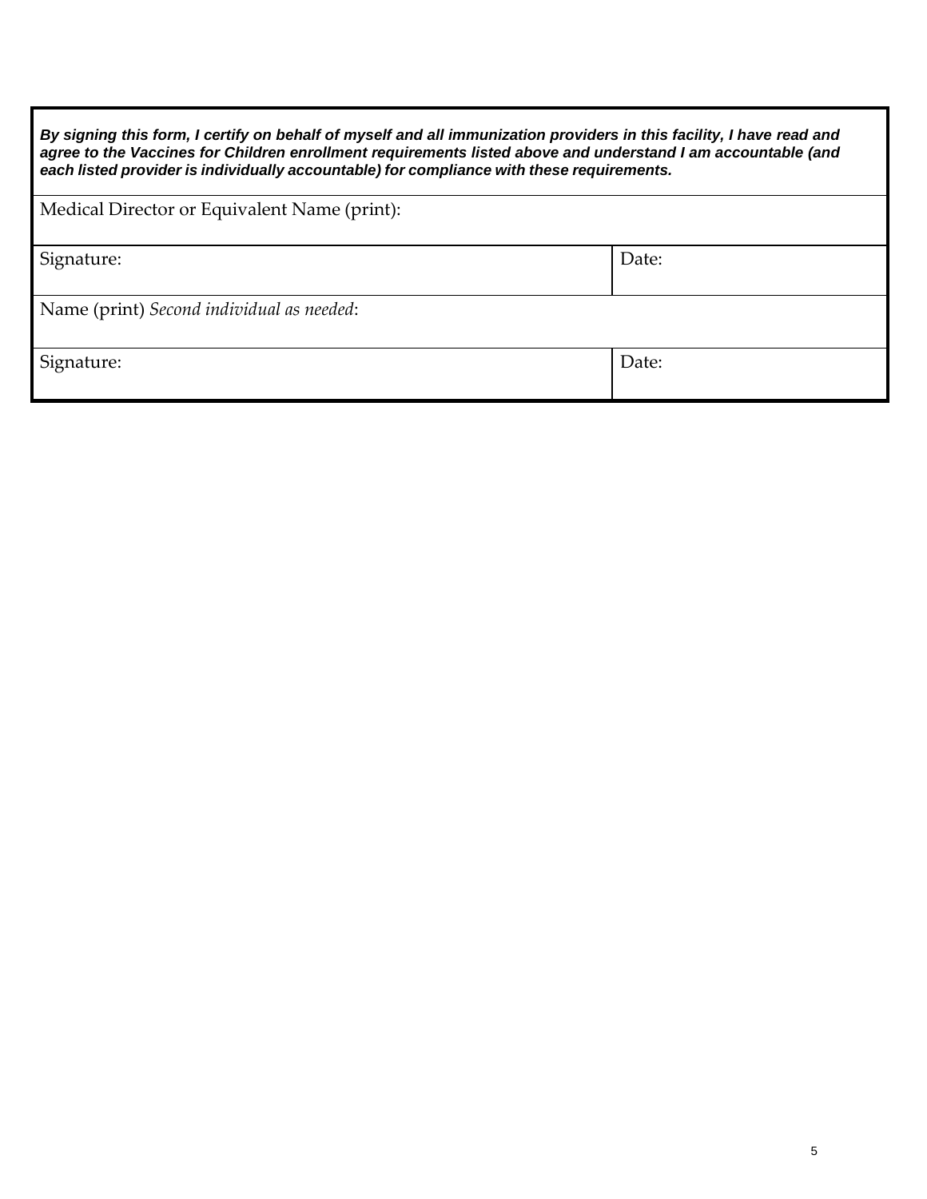***By signing this form, I certify on behalf of myself and all immunization providers in this facility, I have read and agree to the Vaccines for Children enrollment requirements listed above and understand I am accountable (and each listed provider is individually accountable) for compliance with these requirements.***

| Medical Director or Equivalent Name (print): | |
|---|---|
| Signature: | Date: |
| Name (print) *Second individual as needed*: | |
| Signature: | Date: |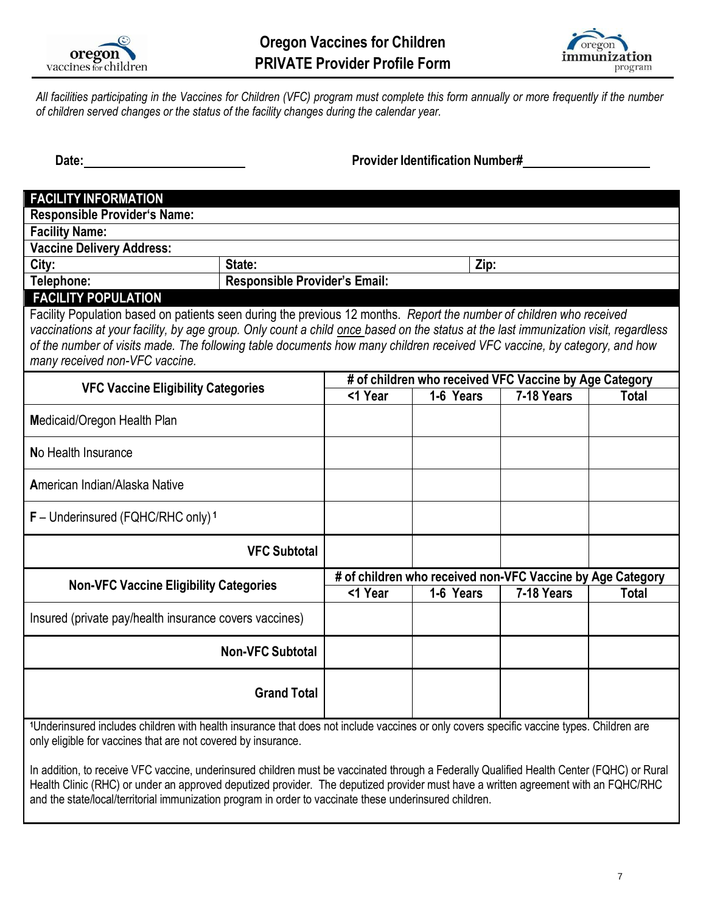# Oregon Vaccines for Children
## PRIVATE Provider Profile Form

*All facilities participating in the Vaccines for Children (VFC) program must complete this form annually or more frequently if the number of children served changes or the status of the facility changes during the calendar year.*

**Date:** ________________________ **Provider Identification Number#** ____________________

| **FACILITY INFORMATION** | | |
|---|---|---|
| **Responsible Provider's Name:** | | |
| **Facility Name:** | | |
| **Vaccine Delivery Address:** | | |
| **City:** | **State:** | **Zip:** |
| **Telephone:** | **Responsible Provider's Email:** | |

**FACILITY POPULATION**

Facility Population based on patients seen during the previous 12 months. *Report the number of children who received vaccinations at your facility, by age group. Only count a child once based on the status at the last immunization visit, regardless of the number of visits made. The following table documents how many children received VFC vaccine, by category, and how many received non-VFC vaccine.*

| VFC Vaccine Eligibility Categories | # of children who received VFC Vaccine by Age Category | | | |
|---|---|---|---|---|
| | <1 Year | 1-6 Years | 7-18 Years | Total |
| **M**edicaid/Oregon Health Plan | | | | |
| **N**o Health Insurance | | | | |
| **A**merican Indian/Alaska Native | | | | |
| **F** – Underinsured (FQHC/RHC only) [1] | | | | |
| **VFC Subtotal** | | | | |

| Non-VFC Vaccine Eligibility Categories | # of children who received non-VFC Vaccine by Age Category | | | |
|---|---|---|---|---|
| | <1 Year | 1-6 Years | 7-18 Years | Total |
| Insured (private pay/health insurance covers vaccines) | | | | |
| **Non-VFC Subtotal** | | | | |
| **Grand Total** | | | | |

[1]Underinsured includes children with health insurance that does not include vaccines or only covers specific vaccine types. Children are only eligible for vaccines that are not covered by insurance.

In addition, to receive VFC vaccine, underinsured children must be vaccinated through a Federally Qualified Health Center (FQHC) or Rural Health Clinic (RHC) or under an approved deputized provider. The deputized provider must have a written agreement with an FQHC/RHC and the state/local/territorial immunization program in order to vaccinate these underinsured children.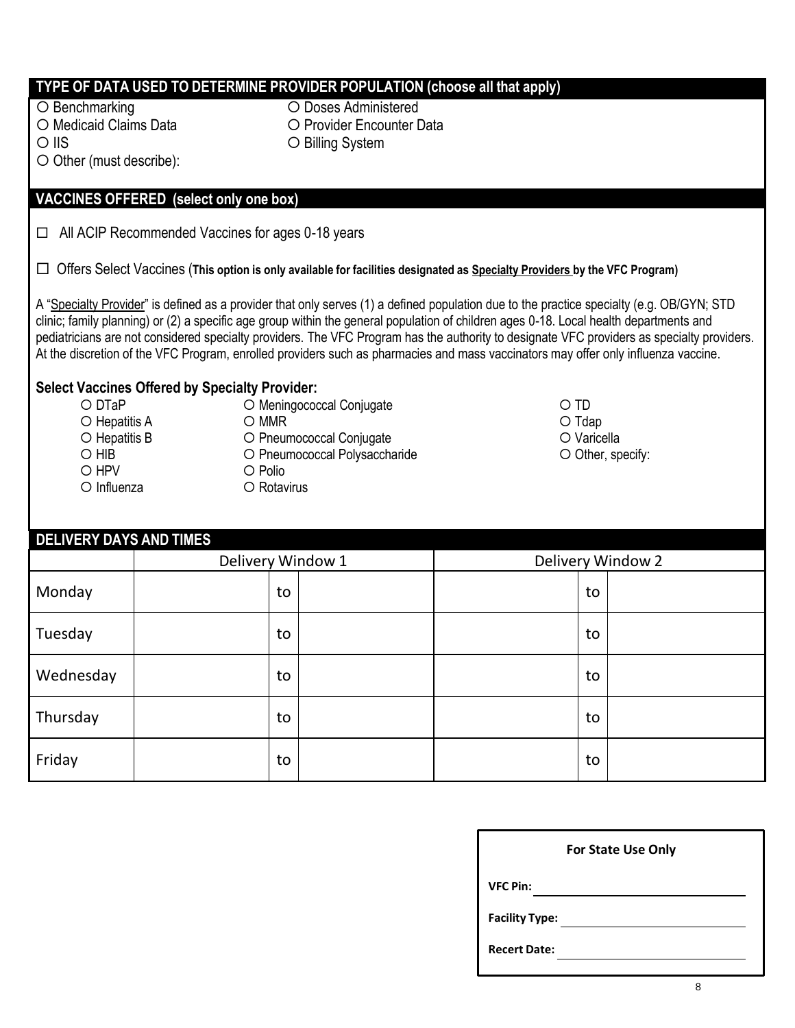## TYPE OF DATA USED TO DETERMINE PROVIDER POPULATION (choose all that apply)

- ○ Benchmarking
- ○ Doses Administered
- ○ Medicaid Claims Data
- ○ Provider Encounter Data
- ○ IIS
- ○ Billing System
- ○ Other (must describe):

## VACCINES OFFERED (select only one box)

☐ All ACIP Recommended Vaccines for ages 0-18 years

☐ Offers Select Vaccines (**This option is only available for facilities designated as Specialty Providers by the VFC Program**)

A "Specialty Provider" is defined as a provider that only serves (1) a defined population due to the practice specialty (e.g. OB/GYN; STD clinic; family planning) or (2) a specific age group within the general population of children ages 0-18. Local health departments and pediatricians are not considered specialty providers. The VFC Program has the authority to designate VFC providers as specialty providers. At the discretion of the VFC Program, enrolled providers such as pharmacies and mass vaccinators may offer only influenza vaccine.

**Select Vaccines Offered by Specialty Provider:**

- ○ DTaP
- ○ Hepatitis A
- ○ Hepatitis B
- ○ HIB
- ○ HPV
- ○ Influenza
- ○ Meningococcal Conjugate
- ○ MMR
- ○ Pneumococcal Conjugate
- ○ Pneumococcal Polysaccharide
- ○ Polio
- ○ Rotavirus
- ○ TD
- ○ Tdap
- ○ Varicella
- ○ Other, specify:

## DELIVERY DAYS AND TIMES

| | Delivery Window 1 | | | Delivery Window 2 | | |
|---|---|---|---|---|---|---|
| Monday | | to | | | to | |
| Tuesday | | to | | | to | |
| Wednesday | | to | | | to | |
| Thursday | | to | | | to | |
| Friday | | to | | | to | |

**For State Use Only**

**VFC Pin:** \_\_\_\_\_\_\_\_\_\_\_\_\_\_\_\_\_\_\_\_

**Facility Type:** \_\_\_\_\_\_\_\_\_\_\_\_\_\_\_\_\_\_\_\_

**Recert Date:** \_\_\_\_\_\_\_\_\_\_\_\_\_\_\_\_\_\_\_\_